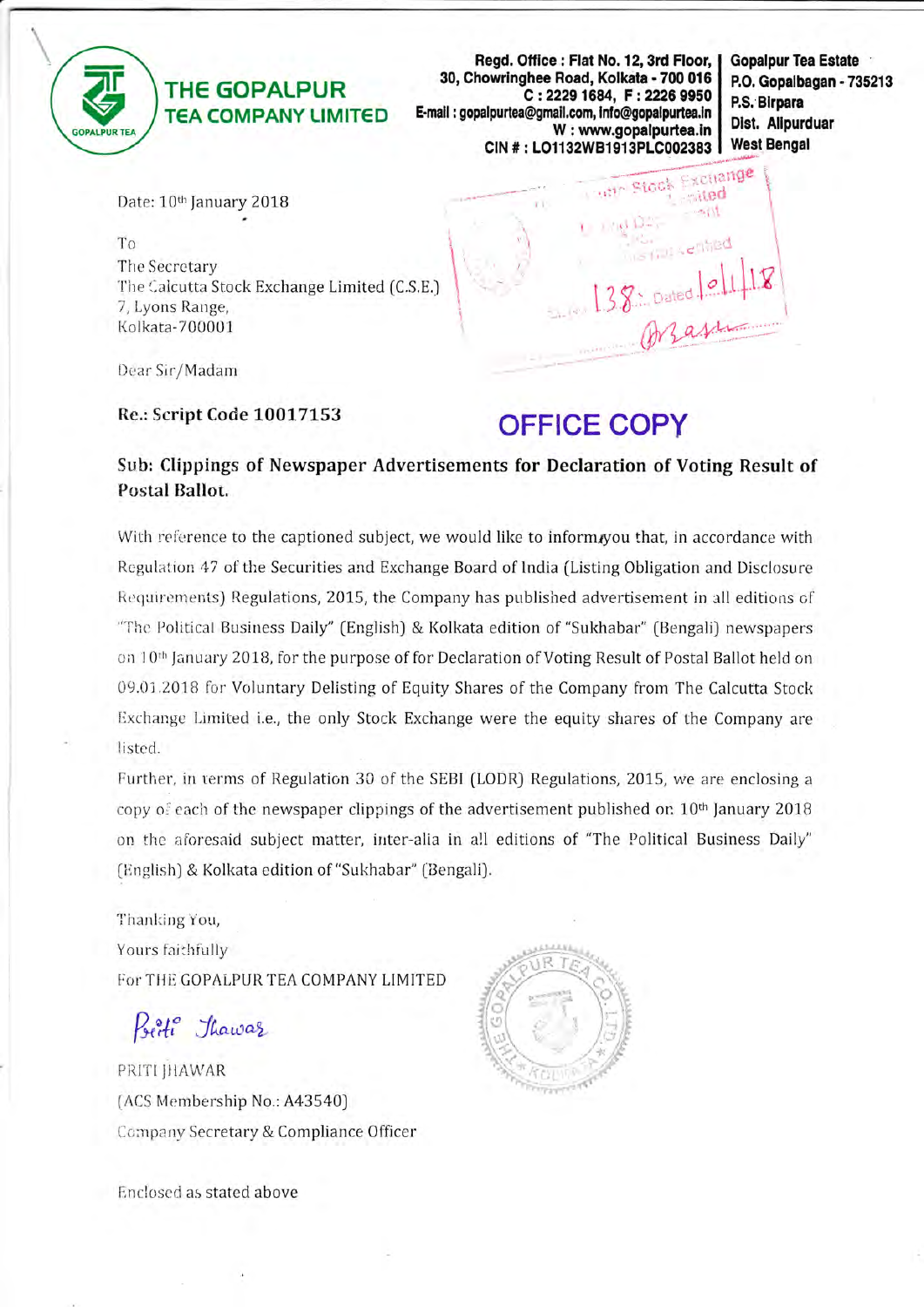# THE GOPALPUR TEA COMPANY LIMITED

**Regd. Office : Flat No. 12, 3rd Floor, 30, Chowringhee Road, Kolkata - 700 016**
**C : 2229 1684, F : 2226 9950**
**E-mail : gopalpurtea@gmail.com, info@gopalpurtea.in**
**W : www.gopalpurtea.in**
**CIN # : L01132WB1913PLC002383**

**Gopalpur Tea Estate**
**P.O. Gopalbagan - 735213**
**P.S. Birpara**
**Dist. Alipurduar**
**West Bengal**

Date: 10th January 2018

To
The Secretary
The Calcutta Stock Exchange Limited (C.S.E.)
7, Lyons Range,
Kolkata-700001

Dear Sir/Madam

**Re.: Script Code 10017153**

**OFFICE COPY**

**Sub: Clippings of Newspaper Advertisements for Declaration of Voting Result of Postal Ballot.**

With reference to the captioned subject, we would like to inform you that, in accordance with Regulation 47 of the Securities and Exchange Board of India (Listing Obligation and Disclosure Requirements) Regulations, 2015, the Company has published advertisement in all editions of "The Political Business Daily" (English) & Kolkata edition of "Sukhabar" (Bengali) newspapers on 10th January 2018, for the purpose of for Declaration of Voting Result of Postal Ballot held on 09.01.2018 for Voluntary Delisting of Equity Shares of the Company from The Calcutta Stock Exchange Limited i.e., the only Stock Exchange were the equity shares of the Company are listed.

Further, in terms of Regulation 30 of the SEBI (LODR) Regulations, 2015, we are enclosing a copy of each of the newspaper clippings of the advertisement published on 10th January 2018 on the aforesaid subject matter, inter-alia in all editions of "The Political Business Daily" (English) & Kolkata edition of "Sukhabar" (Bengali).

Thanking You,
Yours faithfully
For THE GOPALPUR TEA COMPANY LIMITED

PRITI JHAWAR
(ACS Membership No.: A43540)
Company Secretary & Compliance Officer

Enclosed as stated above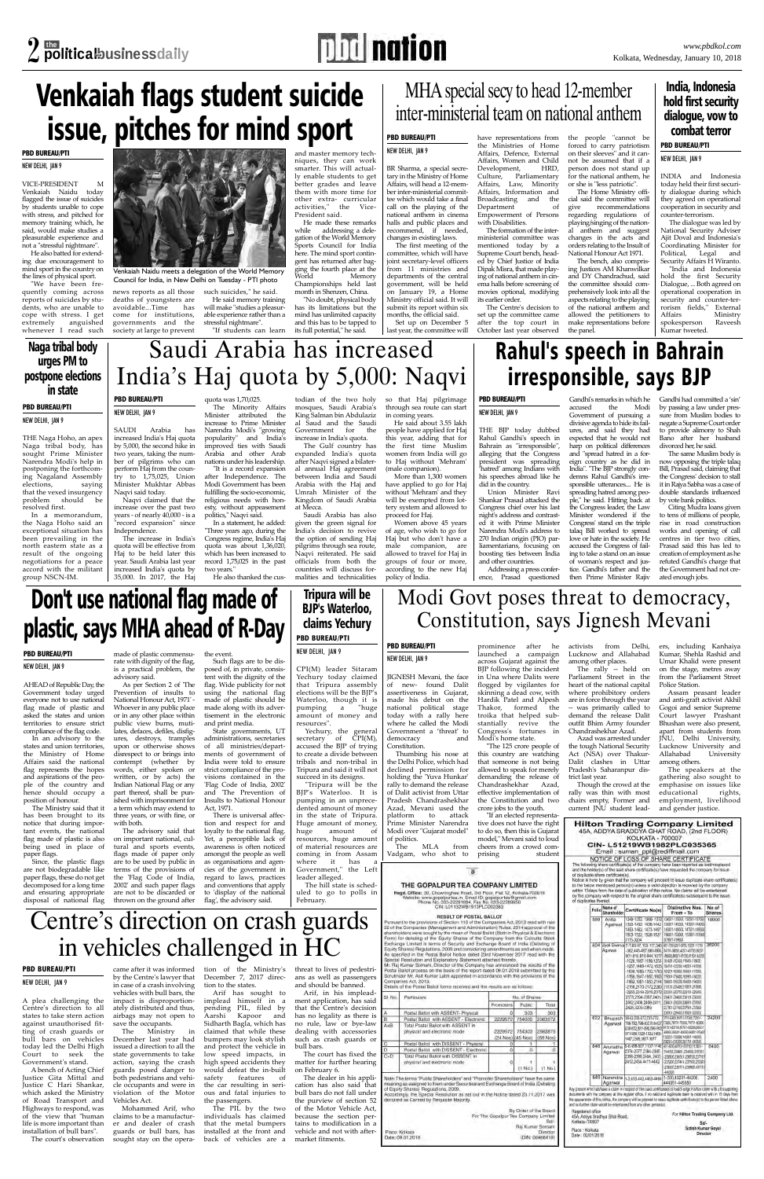# Venkaiah flags student suicide issue, pitches for mind sport

**PBD BUREAU/PTI**

NEW DELHI, JAN 9

VICE-PRESIDENT M Venkaiah Naidu today flagged the issue of suicides by students unable to cope with stress, and pitched for memory training which, he said, would make studies a pleasurable experience and not a "stressful nightmare".

He also batted for extending due encouragement to mind sport in the country on the lines of physical sport.

"We have been frequently coming across reports of suicides by students, who are unable to cope with stress. I get extremely anguished whenever I read such news reports as all those deaths of youngsters are avoidable...Time has come for institutions, governments and the society at large to prevent such suicides," he said.

He said memory training will make "studies a pleasurable experience rather than a stressful nightmare".

"If students can learn and master memory techniques, they can work smarter. This will actually enable students to get better grades and leave them with more time for other extra-curricular activities," the Vice-President said.

He made these remarks while addressing a delegation of the World Memory Sports Council for India here. The mind sport contingent has returned after bagging the fourth place at the World Memory Championships held last month in Shenzen, China.

"No doubt, physical body has its limitations but the mind has unlimited capacity and this has to be tapped to its full potential," he said.

Venkaiah Naidu meets a delegation of the World Memory Council for India, in New Delhi on Tuesday - PTI photo

# MHA special secy to head 12-member inter-ministerial team on national anthem

**PBD BUREAU/PTI**

NEW DELHI, JAN 9

BR Sharma, a special secretary in the Ministry of Home Affairs, will head a 12-member inter-ministerial committee which would take a final call on the playing of the national anthem in cinema halls and public places and recommend, if needed, changes in existing laws.

The first meeting of the committee, which will have joint secretary-level officers from 11 ministries and departments of the central government, will be held on January 19, a Home Ministry official said. It will submit its report within six months, the official said.

Set up on December 5 last year, the committee will have representations from the Ministries of Home Affairs, Defence, External Affairs, Women and Child Development, HRD, Culture, Parliamentary Affairs, Law, Minority Affairs, Information and Broadcasting and the Department of Empowerment of Persons with Disabilities.

The formation of the inter-ministerial committee was mentioned today by a Supreme Court bench, headed by Chief Justice of India Dipak Misra, that made playing of national anthem in cinema halls before screening of movies optional, modifying its earlier order.

The Centre's decision to set up the committee came after the top court in October last year observed the people "cannot be forced to carry patriotism on their sleeves" and it cannot be assumed that if a person does not stand up for the national anthem, he or she is "less patriotic".

The Home Ministry official said the committee will give recommendations regarding regulations of playing/singing of the national anthem and suggest changes in the acts and orders relating to the Insult of National Honour Act 1971.

The bench, also comprising Justices AM Khanwilkar and DY Chandrachud, said the committee should comprehensively look into all the aspects relating to the playing of the national anthem and allowed the petitioners to make representations before the panel.

# India, Indonesia hold first security dialogue, vow to combat terror

**PBD BUREAU/PTI**

NEW DELHI, JAN 9

INDIA and Indonesia today held their first security dialogue during which they agreed on operational cooperation in security and counter-terrorism.

The dialogue was led by National Security Adviser Ajit Doval and Indonesia's Coordinating Minister for Political, Legal and Security Affairs H Wiranto.

"India and Indonesia hold the first Security Dialogue, ...Both agreed on operational cooperation in security and counter-terrorism fields," External Affairs Ministry spokesperson Raveesh Kumar tweeted.

# Naga tribal body urges PM to postpone elections in state

**PBD BUREAU/PTI**

NEW DELHI, JAN 9

THE Naga Hoho, an apex Naga tribal body, has sought Prime Minister Narendra Modi's help in postponing the forthcoming Nagaland Assembly elections, saying that the vexed insurgency problem should be resolved first.

In a memorandum, the Naga Hoho said an exceptional situation has been prevailing in the north eastern state as a result of the ongoing negotiations for a peace accord with the militant group NSCN-IM.

# Saudi Arabia has increased India's Haj quota by 5,000: Naqvi

**PBD BUREAU/PTI**

NEW DELHI, JAN 9

SAUDI Arabia has increased India's Haj quota by 5,000, the second hike in two years, taking the number of pilgrims who can perform Haj from the country to 1,75,025, Union Minister Mukhtar Abbas Naqvi said today.

Naqvi claimed that the increase over the past two years - of nearly 40,000 - is a "record expansion" since Independence.

The increase in India's quota will be effective from Haj to be held later this year. Saudi Arabia last year increased India's quota by 35,000. In 2017, the Haj quota was 1,70,025.

The Minority Affairs Minister attributed the increase to Prime Minister Narendra Modi's "growing popularity" and India's improved ties with Saudi Arabia and other Arab nations under his leadership.

"It is a record expansion after Independence. The Modi Government has been fulfilling the socio-economic, religious needs with honesty, without appeasement politics," Naqvi said.

In a statement, he added: "Three years ago, during the Congress regime, India's Haj quota was about 1,36,020, which has been increased to record 1,75,025 in the past two years."

He also thanked the custodian of the two holy mosques, Saudi Arabia's King Salman bin Abdulaziz al Saud and the Saudi Government for the increase in India's quota.

The Gulf country has expanded India's quota after Naqvi signed a bilateral annual Haj agreement between India and Saudi Arabia with the Haj and Umrah Minister of the Kingdom of Saudi Arabia at Mecca.

Saudi Arabia has also given the green signal for India's decision to revive the option of sending Haj pilgrims through sea route, Naqvi reiterated. He said officials from both the countries will discuss technicalities and technicalities so that Haj pilgrimage through sea route can start in coming years.

He said about 3.55 lakh people have applied for Haj this year, adding that for the first time Muslim women from India will go to Haj without 'Mehram' (male companion).

More than 1,300 women have applied to go for Haj without 'Mehram' and they will be exempted from lottery system and allowed to proceed for Haj.

Women above 45 years of age, who wish to go for Haj but who don't have a male companion, are allowed to travel for Haj in groups of four or more, according to the new Haj policy of India.

# Rahul's speech in Bahrain irresponsible, says BJP

**PBD BUREAU/PTI**

NEW DELHI, JAN 9

THE BJP today dubbed Rahul Gandhi's speech in Bahrain as "irresponsible", alleging that the Congress president was spreading 'hatred' among Indians with his speeches abroad like he did in the country.

Union Minister Ravi Shankar Prasad attacked the Congress chief over his last night's address and contrasted it with Prime Minister Narendra Modi's address to 270 Indian origin (PIO) parliamentarians, focusing on boosting ties between India and other countries.

Addressing a press conference, Prasad questioned Gandhi's remarks in which he accused the Modi Government of pursuing a divisive agenda to hide its failures, and said they had expected that he would not harp on political differences and "spread hatred in a foreign country as he did in India". "The BJP strongly condemns Rahul Gandhi's irresponsible utterances... He is spreading hatred among people," he said. Hitting back at the Congress leader, the Law Minister wondered if the Congress' stand on the triple talaq Bill worked to spread love or hate in the society. He accused the Congress of failing to take a stand on an issue of woman's respect and justice. Gandhi's father and the then Prime Minister Rajiv Gandhi had committed a 'sin' by passing a law under pressure from Muslim bodies to negate a Supreme Court order to provide alimony to Shah Bano after her husband divorced her, he said.

The same Muslim body is now opposing the triple talaq Bill, Prasad said, claiming that the Congress' decision to stall it in Rajya Sabha was a case of double standards influenced by vote bank politics.

Citing Mudra loans given to tens of millions of people, rise in road construction works and opening of call centres in tier two cities, Prasad said this has led to creation of employment as he refuted Gandhi's charge that the Government had not created enough jobs.

# Don't use national flag made of plastic, says MHA ahead of R-Day

**PBD BUREAU/PTI**

NEW DELHI, JAN 9

AHEAD of Republic Day, the Government today urged everyone not to use national flag made of plastic and asked the states and union territories to ensure strict compliance of the flag code.

In an advisory to the states and union territories, the Ministry of Home Affairs said the national flag represents the hopes and aspirations of the people of the country and hence should occupy a position of honour.

The Ministry said that it has been brought to its notice that during important events, the national flag made of plastic is also being used in place of paper flags.

Since, the plastic flags are not biodegradable like paper flags, these do not get decomposed for a long time and ensuring appropriate disposal of national flag made of plastic commensurate with dignity of the flag, is a practical problem, the advisory said.

As per Section 2 of 'The Prevention of Insults to National Honour Act, 1971' - Whoever in any public place or in any other place within public view burns, mutilates, defaces, defiles, disfigures, destroys, tramples upon or otherwise shows disrespect to or brings into contempt (whether by words, either spoken or written, or by acts) the Indian National Flag or any part thereof, shall be punished with imprisonment for a term which may extend to three years, or with fine, or with both.

The advisory said that on important national, cultural and sports events, flags made of paper only are to be used by public in terms of the provisions of the 'Flag Code of India, 2002' and such paper flags are not to be discarded or thrown on the ground after the event.

Such flags are to be disposed of, in private, consistent with the dignity of the flag. Wide publicity for not using the national flag made of plastic should be made along with its advertisement in the electronic and print media.

State governments, UT administrations, secretaries of all ministries/departments of government of India were told to ensure strict compliance of the provisions contained in the 'Flag Code of India, 2002' and 'The Prevention of Insults to National Honour Act, 1971'.

There is universal affection and respect for and loyalty to the national flag. Yet, a perceptible lack of awareness is often noticed amongst the people as well as organisations and agencies of the government in regard to laws, practices and conventions that apply to 'display of the national flag', the advisory said.

# Tripura will be BJP's Waterloo, claims Yechury

**PBD BUREAU/PTI**

NEW DELHI, JAN 9

CPI(M) leader Sitaram Yechury today claimed that Tripura assembly elections will be the BJP's Waterloo, though it is pumping a "huge amount of money and resources".

Yechury, the general secretary of CPI(M), accused the BJP of trying to create a divide between tribals and non-tribal in Tripura and said it will not succeed in its designs.

"Tripura will be the BJP's Waterloo. It is pumping in an unprecedented amount of money in the state of Tripura. Huge amount of money, huge amount of resources, huge amount of material resources are coming in from Assam where it has a Government," the Left leader alleged.

The hill state is scheduled to go to polls in February.

# Modi Govt poses threat to democracy, Constitution, says Jignesh Mevani

**PBD BUREAU/PTI**

NEW DELHI, JAN 9

JIGNESH Mevani, the face of new-found Dalit assertiveness in Gujarat, made his debut on the national political stage today with a rally here where he called the Modi Government a 'threat' to democracy and Constitution.

Thumbing his nose at the Delhi Police, which had declined permission for holding the 'Yuva Hunkar' rally to demand the release of Dalit activist from Uttar Pradesh Chandrashekhar Azad, Mevani used the platform to attack Prime Minister Narendra Modi over "Gujarat model" of politics.

The MLA from Vadgam, who shot to prominence after he launched a campaign across Gujarat against the BJP following the incident in Una where Dalits were flogged by vigilantes for skinning a dead cow, with Hardik Patel and Alpesh Thakor, formed the troika that helped substantially revive the Congress's fortunes in Modi's home state.

"The 125 crore people of this country are watching that someone is not being allowed to speak for merely demanding the release of Chandrashekhar Azad, effective implementation of the Constitution and two crore jobs to the youth.

"If an elected representative does not have the right to do so, then this is Gujarat model," Mevani said to loud cheers from a crowd comprising student activists from Delhi, Lucknow and Allahabad among other places.

The rally – held on Parliament Street in the heart of the national capital where prohibitory orders are in force through the year – was primarily called to demand the release Dalit outfit Bhim Army founder Chandrashekhar Azad.

Azad was arrested under the tough National Security Act (NSA) over Thakur-Dalit clashes in Uttar Pradesh's Saharanpur district last year.

Though the crowd at the rally was thin with most chairs empty, former and current JNU student leaders, including Kanhaiya Kumar, Shehla Rashid and Umar Khalid were present on the stage, metres away from the Parliament Street Police Station.

Assam peasant leader and anti-graft activist Akhil Gogoi and senior Supreme Court lawyer Prashant Bhushan were also present, apart from students from JNU, Delhi University, Lucknow University and Allahabad University among others.

The speakers at the gathering also sought to emphasise on issues like educational rights, employment, livelihood and gender justice.

**THE GOPALPUR TEA COMPANY LIMITED**

Regd. Office: 30, Chowringhee Road, 3rd Floor, Flat 12, Kolkata-700016

Website: www.gopalpurtea.in, Email ID: gopalpurtea@gmail.com

Phone No. 033-22291684, Fax No. 033-22269850

CIN: L01132WB1913PLC002363

**RESULT OF POSTAL BALLOT**

Pursuant to the provisions of Section 110 of the Companies Act, 2013 read with rule 22 of the Companies (Management and Administration) Rules, 2014 approval of the shareholders were sought by the means of Postal Ballot (Both in Physical & Electronic Form) for delisting of the Equity Shares of the Company from the Calcutta Stock Exchange Limited in terms of Security and Exchange Board of India (Delisting of Equity Shares) Regulations, 2009 and considering amendments as and when made. As specified in the Postal Ballot Notice dated 23rd November 2017 read with the Special Resolution and Explanatory Statement attached thereto.

Mr. Raj Kumar Somani, Director of the Company has announced the results of the Postal Ballot process on the basis of the report dated 06.01.2018 submitted by the Scrutinizer Mr. Asit Kumar Labh appointed in accordance with the provisions of the Companies Act, 2013.

Details of the Postal Ballot forms received and the results are as follows:

| Sl. No. | Particulars | No. of Shares | | |
|---|---|---|---|---|
| | | Promoters | Public | Total |
| A | Postal Ballot with ASSENT- Physical | 0 | 303 | 303 |
| B | Postal Ballot with ASSENT - Electronic | 2229572 | 754000 | 2983572 |
| A+B | Total Postal Ballot with ASSENT in physical and electronic mode | 2229572 (24 Nos) | 754303 (45 Nos) | 2983875 (69 Nos) |
| C | Postal Ballot with DISSENT - Physical | 0 | 1 | 1 |
| D | Postal Ballot with DISSENT - Electronic | 0 | 0 | 0 |
| C+D | Total Postal Ballot with DISSENT in physical and electronic mode | 0 | 1 (1 No.) | 1 (1 No.) |

Note: The terms "Public Shareholders" and "Promoter Shareholders" have the same meaning as assigned to them under Securities and Exchange Board of India (Delisting of Equity Shares) Regulations, 2009.

Accordingly, the Special Resolution as set out in the Notice dated 23.11.2017 was declared as Carried by Requisite Majority.

By Order of the Board
For The Gopalpur Tea Company Limited
Sd/-
Raj Kumar Somani
Director
(DIN: 00466419)

Place: Kolkata
Date: 09.01.2018

**Hilton Trading Company Limited**

45A, ADDYA SRADDYA GHAT ROAD, (2nd FLOOR)
KOLKATA - 700007
CIN- L51219WB1982PLC035365
Email : suman_ppl@rediffmail.com

**NOTICE OF LOSS OF SHARE CERTIFICATE**

The following share certificate(s) of the company have been reported as lost/misplaced and the holder(s) of the said share certificate(s) have requested the company for issue of duplicate share certificate(s).

Notice is here by given that the company will proceed to issue duplicate share certificate(s) to the below mentioned person(s) unless a valid objection is received by the company within 15 days from the date of publication of this notice. No claims will be entertained by the company with respect to the original share certificate(s) subsequent to the issue of duplicate thereof.

| Folio | Name of shareholder | Certificate No(s) | Distinctive Nos. From - To | No. of Shares |
|---|---|---|---|---|
| 589 | Anita Agarwal | 1349-1352, 1366-1370, 1392-1402, 1436-1442, 1463-1482, 1473-1497, 1503-1522, 1526-1537, 2115-3204 | 134011-136000, 136301-137000, 139201-140200, 143601-144200, 146301-148200, 147301-149700, 150301-152200, 152601-153700, 3076811-3196821 | 18800 |
| 804 | Jyoti Swarup Agarwal | 7-7,63-97,103-117,340-97, -362,445-467,666-669, -911-914,916-944,1677, -1729,1907-1199,1219, -1237,1449-1472,1525, -1536,1650-1702,1706, -1766,1947-1952,1953, -1962,1961-1962,2114, -2118,2170-2172,2209, -2263,2316-2316,2370, 2173,2164-2357,2401, 2402,2406,2409-2411, 2425,3226-3269 | ... | 26000 |
| 832 | Bhupesh Agarwal | 1642-1644,1720,1725-1732, 1748-1752,1755-1757,1749, 1761-1763,1773,2143, 2180-2181,2196-2200, 2454-2456,2458-2469, 2472,2454,4414-4472 | ... | 24200 |
| 846 | Anuradha Agarwal | 2184,2268,2263,2277, 2274-2277,2384-2385, 2389-2393,2444,2452, 2452,2454,4414-4472, 1467,2488,3877-3877 | ... | 6400 |
| 848 | Narendra Agarwal | 1-3,410-412,4433-4442 | 1-300,410201-412000, 4443351-445550 | 2400 |

Any person who has/have a claim in respect of the said certificate(s) should lodge his/their claim with all supporting documents with the company at its register office. If no valid and legitimate claim is received within 15 days from the appearance of this notice, the company will be proceed to issue duplicate certificate(s) to the person listed above and no further claim would be entertained from any other person(s).

Registered office
45A, Addya Sraddya Ghat Road,
Kolkata-700007

For Hilton Trading Company Ltd.
Sd/-
Satish Kumar Goyal
Director

Place : Kolkata
Date : 02/01/2018

# Centre's direction on crash guards in vehicles challenged in HC

**PBD BUREAU/PTI**

NEW DELHI, JAN 9

A plea challenging the Centre's direction to all states to take stern action against unauthorised fitting of crash guards or bull bars on vehicles today led the Delhi High Court to seek the Government's stand.

A bench of Acting Chief Justice Gita Mittal and Justice C Hari Shankar, which asked the Ministry of Road Transport and Highways to respond, was of the view that "human life is more important than installation of bull bars".

The court's observation came after it was informed by the Centre's lawyer that in case of a crash involving vehicles with bull bars, the impact is disproportionately distributed and thus, airbags may not open to save the occupants.

The Ministry in December last year had issued a direction to all the state governments to take action, saying the crash guards posed danger to both pedestrians and vehicle occupants and were in violation of the Motor Vehicles Act.

Mohamed Arif, who claims to be a manufacturer and dealer of crash guards or bull bars, has sought stay on the operation of the Ministry's December 7, 2017 direction to the states.

Arif has sought to implead himself in a pending PIL, filed by Aarshi Kapoor and Sidharth Bagla, which has claimed that while these bumpers may look stylish and protect the vehicle in low speed impacts, in high speed accidents they would defeat the in-built safety features of the car resulting in serious and fatal injuries to the passengers.

The PIL by the two individuals has claimed that the metal bumpers installed at the front and back of vehicles are a threat to lives of pedestrians as well as passengers and should be banned.

Arif, in his impleadment application, has said that the Centre's decision has no legality as there is no rule, law or bye-law dealing with accessories such as crash guards or bull bars.

The court has fixed the matter for further hearing on February 6.

The dealer in his application has also said that bull bars do not fall under the purview of section 52 of the Motor Vehicle Act, because the section pertains to modification in a vehicle and not with after-market fitments.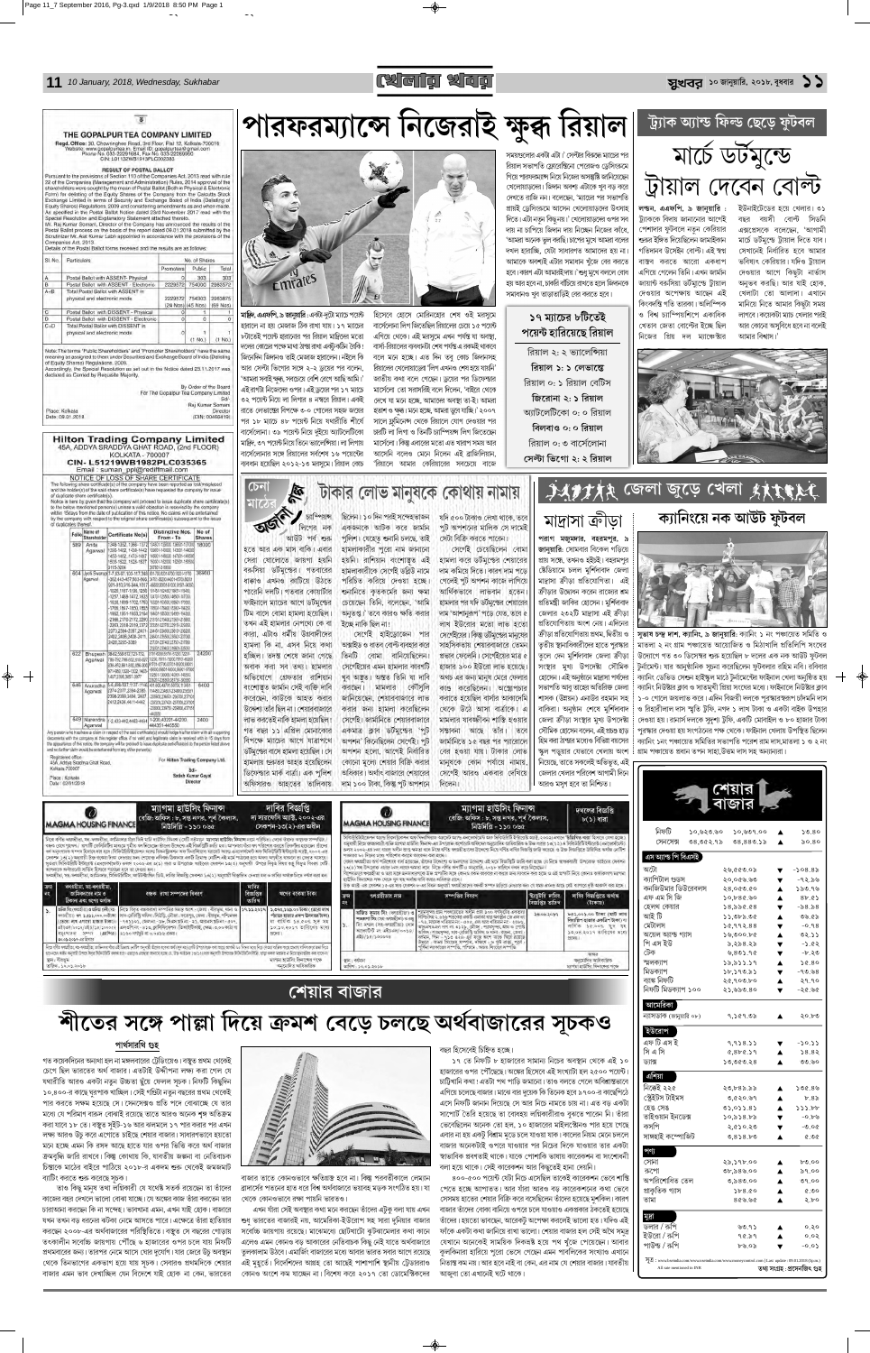# খেলার খবর

**THE GOPALPUR TEA COMPANY LIMITED**

**Regd. Office:** 30, Chowringhee Road, 2nd Floor, Flat 12, Kolkata-700016
Website: www.gopalpurtea.in; Email ID: gopalpurtea@gmail.com
Phone No. 033-22291684, Fax No. 033-22260060
CIN: L01132WB1913PLC002383

**RESULT OF POSTAL BALLOT**

Pursuant to the provisions of Section 110 of the Companies Act, 2013 read with rule 22 of the Companies (Management and Administration) Rules, 2014 approval of the shareholders were sought by the mean of Postal Ballot (Both in Physical & Electronic Form) for delisting of the Equity Shares of the Company from the Calcutta Stock Exchange Limited in terms of Securities and Exchange Board of India (Delisting of Equity Shares) Regulations, 2009 and considering amendments as and when made. As specified in the Postal Ballot Notice dated 23rd November 2017 read with the Special Resolution and Explanatory Statement attached thereto.

Mr. Raj Kumar Sonani, Director of the Company has announced the results of the Postal Ballot process on the basis of the report dated 08.01.2018 submitted by the Scrutinizer Mr. Asit Kumar Labh appointed in accordance with the provisions of the Companies Act, 2013.

Details of the Postal Ballot forms received and the results are as follows:

| Sl. No. | Particulars | No. of Shares | | |
|---|---|---|---|---|
| | | Promoters | Public | Total |
| A | Postal Ballot with ASSENT- Physical | 0 | 303 | 303 |
| B | Postal Ballot with ASSENT - Electronic | 2229572 | 754000 | 2983572 |
| A+B | Total Postal Ballot with ASSENT in physical and electronic mode | 2229572 (24 Nos) | 754303 (45 Nos) | 2983875 (69 Nos) |
| C | Postal Ballot with DISSENT - Physical | 0 | 1 | 1 |
| D | Postal Ballot with DISSENT - Electronic | 0 | 0 | 0 |
| C+D | Total Postal Ballot with DISSENT in physical and electronic mode | 0 | 1 (1 No) | 1 (1 No) |

Note: The terms "Public Shareholders" and "Promoter Shareholders" have the same meaning as assigned to them under Securities and Exchange Board of India (Delisting of Equity Shares) Regulations, 2009.

Accordingly, the Special Resolution as set out in the Notice dated 23.11.2017 was declared as Carried by Requisite Majority.

By Order of the Board
For The Gopalpur Tea Company Limited
Sd/-
Raj Kumar Sonani
Director
(DIN: 00468419)

Place: Kolkata
Date: 08.01.2018

---

**Hilton Trading Company Limited**
45A, ADDYA SRADDYA GHAT ROAD, (2nd FLOOR)
KOLKATA - 700007
CIN- L51219WB1982PLC035365
Email : suman_ppl@rediffmail.com

**NOTICE OF LOSS OF SHARE CERTIFICATE**

The following share certificate(s) of the company have been reported as lost/misplaced and the holder(s) of the said share certificate(s) have requested the company for issue of duplicate share certificate(s).

Notice is here by given that the company will proceed to issue duplicate share certificate(s) to the below mentioned persons(s) unless a valid objection is received by the company within 15days from the date of publication of this notice. No claims will be entertained by the company with respect to the original share certificate(s) subsequent to the issue of duplicate(s) thereof.

| Folio No. | Name of Shareholder | Certificate No(s) | Distinctive Nos. From - To | No. of Shares |
|---|---|---|---|---|
| 589 | Anita Agarwal | ... | ... | 18000 |
| 604 | Jyoti Swarup Agarwal | ... | ... | 36900 |
| 622 | Bhagwati Agarwal | ... | ... | 24207 |
| 646 | Anuradha Agarwal | ... | ... | 6400 |
| 649 | Narendra Agarwal | ... | ... | 2400 |

Any person who has any claim in respect of the said certificate(s) should lodge his/her claim with all supporting documents with the company at its registered office. If no valid and legitimate claim is received within 15 days from the publication of this notice, the company will be proceed to issue duplicate share certificate(s) to the person listed above and no further claim would be entertained from any other person(s).

Registered office:
45A, Addya Sraddya Ghat Road,
Kolkata-700007

For Hilton Trading Company Ltd.
Sd/-
Satish Kumar Goyal
Director

Place : Kolkata
Date : 03/01/2018

---

# পারফরম্যান্সে নিজেরাই ক্ষুব্ধ রিয়াল

**মাদ্রি, এএফপি, ৯ জানুয়ারি:** একটি পয়েন্ট! ম্যাচ পয়েন্ট হারানো না হয় মেনেই নিতে হবে। ১৭ ম্যাচের চারটিতে পয়েন্ট হারানোর পর রিয়াল মাদ্রিদের মাঠে বসেই নিজেদের কোচের প্রতি ক্ষোভ উগরে দিলেন সমর্থকরা। লিগ তালিকায় চতুর্থ স্থানে রয়েছে রিয়াল। শীর্ষে থাকা বার্সেলোনার থেকে ১৬ পয়েন্ট পিছিয়ে। এই মরশুমে শেষ পর্যন্ত লিগ জেতা তাদের পক্ষে কঠিন বলেই মনে করছেন সকলে। কোচ জিনেদিন জিদানও স্বীকার করেছেন যে, তাঁর দলের পারফরম্যান্স আশানুরূপ নয়। তিনি বলেছেন, 'আমরা সবাই ক্ষুব্ধ, সমস্যার দেখা দেবে আমি জানি।'

হিসেবে গোটা সেল্টা ভিগো ম্যাচে ২-২ ড্রয়ের পর রিয়াল বার্সেলোনার থেকে এতটাই পিছিয়ে পড়েছে যে, ঘরের মাঠেও সমর্থকদের ক্ষোভ সামাল দিতে হচ্ছে তাদের। রোনাল্ডো-বেল-বেনজেমারা গোলের সুযোগ নষ্ট করেছেন। জিদান বলেন, 'আমাদের খেলায় উন্নতি করতে হবে। শুধু তাই নয়, আমাদের এই কঠিন সময় কাটিয়ে উঠতে হবে।'

সমস্যাগুলো একটা নয়। সেল্টার বিরুদ্ধে ম্যাচের পর রিয়াল সমর্থকদের মধ্যে অনেকেই ক্ষোভ প্রকাশ করেছেন। তবে জিদান জানিয়েছেন, তাঁর দল এখনও লড়াই থেকে ছিটকে যায়নি। তিনি বলেছেন, 'ম্যাচে আমরা যথেষ্ট সুযোগ তৈরি করেছিলাম। কিন্তু গোল করতে পারিনি। এটাই সমস্যা।' শুধু মুখে বললে হবে না, তাঁর দলকে মাঠে নেমে প্রমাণ করতে হবে।

**১৭ ম্যাচের চটিতে পয়েন্ট হারিয়েছে রিয়াল**

রিয়াল ২ : ২ ভ্যালেন্সিয়া
রিয়াল ১ : ১ লেভান্তে
রিয়াল ০ : ১ রিয়াল বেটিস
জিরোনা ২ : ১ রিয়াল
অ্যাটলেটিকো ০ : ০ রিয়াল
বিলবাও ০ : ০ রিয়াল
রিয়াল ০ : ৩ বার্সেলোনা
সেল্টা ভিগো ২ : ২ রিয়াল

---

## ট্র্যাক অ্যান্ড ফিল্ড ছেড়ে ফুটবল

# মার্চে ডর্টমুন্ডে ট্রায়াল দেবেন বোল্ট

**লন্ডন, এএফপি, ৯ জানুয়ারি:** ট্র্যাকে বিদায় জানানোর আগেই বোল্ট জানিয়েছিলেন তাঁর ফুটবল খেলার শখ রয়েছে। ৩১ বছর বয়সি বোল্ট সিডনি পেশাদার ফুটবলের নতুন কেরিয়ার শুরুর ইঙ্গিত দিয়েছিলেন ম্যানচেস্টার ইউনাইটেডের হয়ে খেলার। এবার জার্মান বুন্দেশলিগার ক্লাব বরুশিয়া ডর্টমুন্ডে ট্রায়াল দিতে চলেছেন অলিম্পিকে আটটি সোনাজয়ী বোল্ট। তিনি বলেছেন, 'আগামী মার্চে ডর্টমুন্ডে ট্রায়াল দেব। আমি কিছুটা নার্ভাস অনুভব করছি। তবে যাই হোক, খেলাটা তো জানতে চাই।' জ্যামাইকান স্প্রিন্টারের কথায়, 'আমি এখনও ফুটবলার হিসেবে নিজেকে প্রমাণ করতে চাই। আমার বিশ্বাস আছে, আমি পারব।'

---

# চেনা মাঠের অজানা গল্প

## টাকার লোভ মানুষকে কোথায় নামায়

চ্যাম্পিয়ন দিলে নক আউট পর্ব শুরু হবে আর এক সাথে একটি খেলা সেরা গোলের জন্য জনপ্রিয় হয়ে উঠেছিল ... বরুশিয়া ডর্টমুন্ডের। গতবারের ফাইনালে কাবাডি এখানে জামাইয়ের জন্যে ... এই ম্যাচে হামলার শিকার হয়েছিল বরুশিয়া ডর্টমুন্ডের টিম বাসে। তখন এই হামলার নেপথ্যে কে বা কারা, এটিও বারবার খেলোয়াড়দের মনে প্রশ্ন জাগিয়েছিল। ...

ছিলেন। ১০ দিন পরই সন্দেহভাজন একজনকে আটক করে জার্মান পুলিশ। তাঁকে জিজ্ঞাসাবাদ করার পর জানা যায়, হামলাকারীর পুরো নাম সার্জেই ডব্লিউ। তিনি একজন রাশিয়ান-জার্মান নাগরিক। ডর্টমুন্ডের শেয়ারের দাম কমিয়ে তিনি লাভবান হতে চেয়েছিলেন। টাকার লোভেই তিনি এমন কাণ্ড ঘটিয়েছিলেন।

সেদিন হামলায় ডিফেন্ডার মার্ক বার্ত্রা আহত হয়েছিলেন। ...

যদি ৫০০ টাকাও লেখা থাকে, তবে পুট অপশনের মালিক সে দামেই সেটা বিক্রি করতে পারবেন। সেভাবেই ডর্টমুন্ডের শেয়ারের দাম কমিয়ে দিয়ে লাভবান হতে চেয়েছিলেন তিনি। ... জার্মানিতে ১৫ বছর পর্যন্ত জেলের সাজা হতে পারে তাঁর।

---

# জেলা জুড়ে খেলা

## মাদ্রাসা ক্রীড়া

**পরাগ মজুমদার, বহরমপুর, ৯ জানুয়ারি:** সোমবার বিকেলে গড়িয়ে গেল মুর্শিদাবাদ জেলা মাদ্রাসা ক্রীড়া প্রতিযোগিতা। এই প্রতিযোগিতায় জেলার বিভিন্ন মাদ্রাসার ছাত্রছাত্রীরা অংশ নেয়। প্রতিযোগিতার উদ্বোধন করেন জেলার অতিরিক্ত জেলা শাসক (উন্নয়ন)। এখানে প্রথম, দ্বিতীয় ও তৃতীয় স্থানাধিকারীদের পুরস্কৃত করা হয়। এই প্রতিযোগিতায় বিজয়ীরা রাজ্যস্তরে অংশ নেবে বলে জানানো হয়েছে।

## ক্যানিংয়ে নক আউট ফুটবল

**সুভাষ চন্দ্র দাশ, ক্যানিং, ৯ জানুয়ারি:** ক্যানিং ১ নং পঞ্চায়েত সমিতি ও মাতলা ২ নং গ্রাম পঞ্চায়েত আয়োজিত ও মিঠাখালি প্রতিবেশি সংঘের উদ্যোগে গত ৩০ ডিসেম্বর শুরু হয়েছিল ৮ দলীয় এক নক আউট ফুটবল টুর্নামেন্ট। ফাইনালে মুখোমুখি হয় ক্যানিং ইউনাইটেড ও ... ফাইনালে ১-০ গোলে জয়লাভ করে। এদিন বিজয়ী দলকে পুরস্কার তুলে দেন জেলা পরিষদের সদস্যরা।

---

**MAGMA HOUSING FINANCE**

ম্যাগমা হাউসিং ফিনান্স
রেজি: অফিস: ৮, সন্তু লেন, পূর্ব কলকাতা, নিউটাউন - ৭০০ ০৫৬

**দাবির বিজ্ঞপ্তি**

... (দলিল সম্পত্তির বিবরণ ও দাবির তালিকা)

তারিখ: ১০-০১-২০১৮
স্থান: কলকাতা

অনুমোদিত আধিকারিক
ম্যাগমা হাউসিং ফিনান্স

---

**MAGMA HOUSING FINANCE**

ম্যাগমা হাউসিং ফিনান্স
রেজি: অফিস: ৮, সন্তু লেন, পূর্ব কলকাতা, নিউটাউন - ৭০০ ০৫৬

**দখলের বিজ্ঞপ্তি**
(৮(১) ধারা)

... (দলিল সম্পত্তির বিবরণ)

অনুমোদিত আধিকারিক
ম্যাগমা হাউসিং ফিনান্স

---

# শেয়ার বাজার

| | | | | |
|---|---|---|---|---|
| নিফটি | ১০,৬২৩.৬০ | ১০,৬৩৭.০০ | ▲ | ১৩.৪০ |
| সেনসেক্স | ৩৪,৩৫২.৭৯ | ৩৪,৪৪৩.১৯ | ▲ | ৯০.৪০ |

**এন ম্যাচ পি বিএসই**

| | | | |
|---|---|---|---|
| অ্যাক্সিস | ... | ▼ | ... |
| ক্যাডিলা | ... | ▲ | ... |
| এসবিআই | ... | ▼ | ... |
| মারুতি | ... | ▲ | ... |
| হিন্দালকো | ... | ▲ | ... |
| ইনফোসিস | ... | ▲ | ... |
| টাটা স্টিল | ... | ▼ | ... |
| আইটিসি | ... | ▲ | ... |
| রিলায়েন্স | ... | ▼ | ... |
| টিসিএস | ... | ▲ | ... |

**আমেরিকা**

| | | | |
|---|---|---|---|
| নাসডাক (জানুয়ারি ৯) | ৭,১৫৭.৩৯ | ▲ | ২০.৮৩ |

**ইউরোপ**

| | | | |
|---|---|---|---|
| এফ টি এস ই | ৭,৭১৪.১১ | ▼ | -১০.১১ |
| সি এ সি | ৫,৪৮৫.১৭ | ▲ | ১৪.৪২ |
| ড্যাক্স | ১৩,৩৩২.২৪ | ▲ | ৩৩.৬০ |

**এশিয়া**

| | | | |
|---|---|---|---|
| নিক্কেই ২২৫ | ২৩,৮৪৯.৯৯ | ▲ | ১৩৫.৪৯ |
| স্ট্রেটস টাইমস | ৩,৫২০.৬৭ | ▲ | ৯.৪৯ |
| হ্যাং সেং | ৩১,০১১.৪১ | ▲ | ১১১.৮৮ |
| তাইওয়ান ইনডেক্স | ১০,৯১৬.৮৮ | ▼ | -৩.৮৮ |
| কসপি | ২,৫১০.২৩ | ▼ | -৩.০৫ |
| সাংহাই কম্পোজিট | ৩,৪১৪.৮৫ | ▲ | ৫.৫৩ |

**ধাতু**

| | | | |
|---|---|---|---|
| সোনা | ২৯,১৭৮.০০ | ▲ | ৮৩.০০ |
| রুপো | ৩৮,৯৪৯.০০ | ▲ | ৯৭.০০ |
| অপরিশোধিত তেল | ৩,৯৯৪.০০ | ▲ | ৫৭.০০ |
| প্রাকৃতিক গ্যাস | ১৮৩.৫০ | ▲ | ৩.৩০ |
| তামা | ৪৫৩.৬৫ | ▲ | ২.৮০ |

**মুদ্রা**

| | | | |
|---|---|---|---|
| ডলার / রুপি | ৬৩.৭১ | ▲ | ০.২০ |
| ইউরো / রুপি | ৭৬.১৭ | ▲ | ০.০২ |
| পাউন্ড / রুপি | ৮৬.৯৯ | ▼ | -০.০১ |

তথ্য সংগ্রহ : প্রসেনজিৎ গুহ

---

# শেয়ার বাজার

## শীতের সঙ্গে পাল্লা দিয়ে ক্রমশ বেড়ে চলছে অর্থবাজারের সূচকও

**পার্থসারথি গুহ**

গত কয়েকদিনের মন্দ্যা হলেও মঙ্গলবারের ট্রেডিংয়ে নবমূর্ত বাজারের অর্থবাজার তালুক অনেক বাড়ির বেশ ভালোই চাঙ্গা ছিল। এদিন একটা সময় নিফটি ১০,৬০০-র গণ্ডী পেরোয়। সেনসেক্সও ৩৪,৪০০ পয়েন্টের উপর উঠে যায়। ... বাজেটের আগে বিনিয়োগকারীরা আশাবাদী। বিশেষ করে ব্যাঙ্কিং, অটো ও এফএমসিজি সেক্টরের শেয়ারগুলিতে চাহিদা বেড়েছে। ...

বাজারে হিসেবে চিহ্নিত হচ্ছে।

১৭ তে নিফটি ৮ হাজারের সামান্য নিচে অবস্থান থেকে এই ১০ হাজারের গণ্ডী পেরিয়েছে। ... বিশেষজ্ঞরা মনে করছেন, বাজেট ঘোষণার পর বাজারের গতিপ্রকৃতি আরও স্পষ্ট হবে। ...

৪০০-৫০০ পয়েন্ট যেটা নিচে এসেছিল তারপরই বাজার ঘুরে দাঁড়িয়েছে। ... বিনিয়োগকারীদের সতর্কতার সঙ্গে বিনিয়োগ করার পরামর্শ দিচ্ছেন বিশেষজ্ঞরা। ...